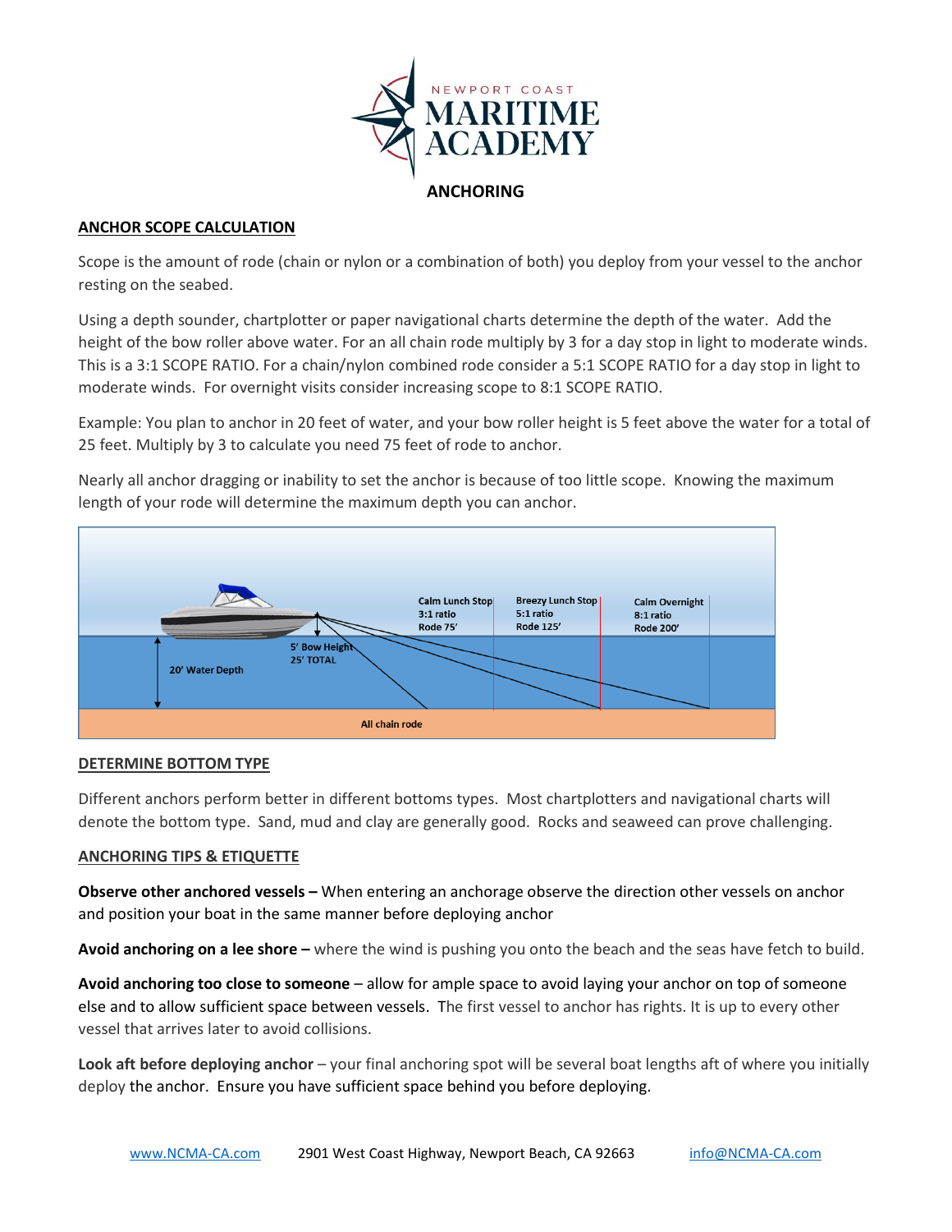NEWPORT COAST

# MARITIME ACADEMY

## ANCHORING

### ANCHOR SCOPE CALCULATION

Scope is the amount of rode (chain or nylon or a combination of both) you deploy from your vessel to the anchor resting on the seabed.

Using a depth sounder, chartplotter or paper navigational charts determine the depth of the water. Add the height of the bow roller above water. For an all chain rode multiply by 3 for a day stop in light to moderate winds. This is a 3:1 SCOPE RATIO. For a chain/nylon combined rode consider a 5:1 SCOPE RATIO for a day stop in light to moderate winds. For overnight visits consider increasing scope to 8:1 SCOPE RATIO.

Example: You plan to anchor in 20 feet of water, and your bow roller height is 5 feet above the water for a total of 25 feet. Multiply by 3 to calculate you need 75 feet of rode to anchor.

Nearly all anchor dragging or inability to set the anchor is because of too little scope. Knowing the maximum length of your rode will determine the maximum depth you can anchor.

Calm Lunch Stop
3:1 ratio
Rode 75'

Breezy Lunch Stop
5:1 ratio
Rode 125'

Calm Overnight
8:1 ratio
Rode 200'

5' Bow Height
25' TOTAL

20' Water Depth

All chain rode

### DETERMINE BOTTOM TYPE

Different anchors perform better in different bottoms types. Most chartplotters and navigational charts will denote the bottom type. Sand, mud and clay are generally good. Rocks and seaweed can prove challenging.

### ANCHORING TIPS & ETIQUETTE

**Observe other anchored vessels –** When entering an anchorage observe the direction other vessels on anchor and position your boat in the same manner before deploying anchor

**Avoid anchoring on a lee shore –** where the wind is pushing you onto the beach and the seas have fetch to build.

**Avoid anchoring too close to someone** – allow for ample space to avoid laying your anchor on top of someone else and to allow sufficient space between vessels. The first vessel to anchor has rights. It is up to every other vessel that arrives later to avoid collisions.

**Look aft before deploying anchor** – your final anchoring spot will be several boat lengths aft of where you initially deploy the anchor. Ensure you have sufficient space behind you before deploying.

www.NCMA-CA.com    2901 West Coast Highway, Newport Beach, CA 92663    info@NCMA-CA.com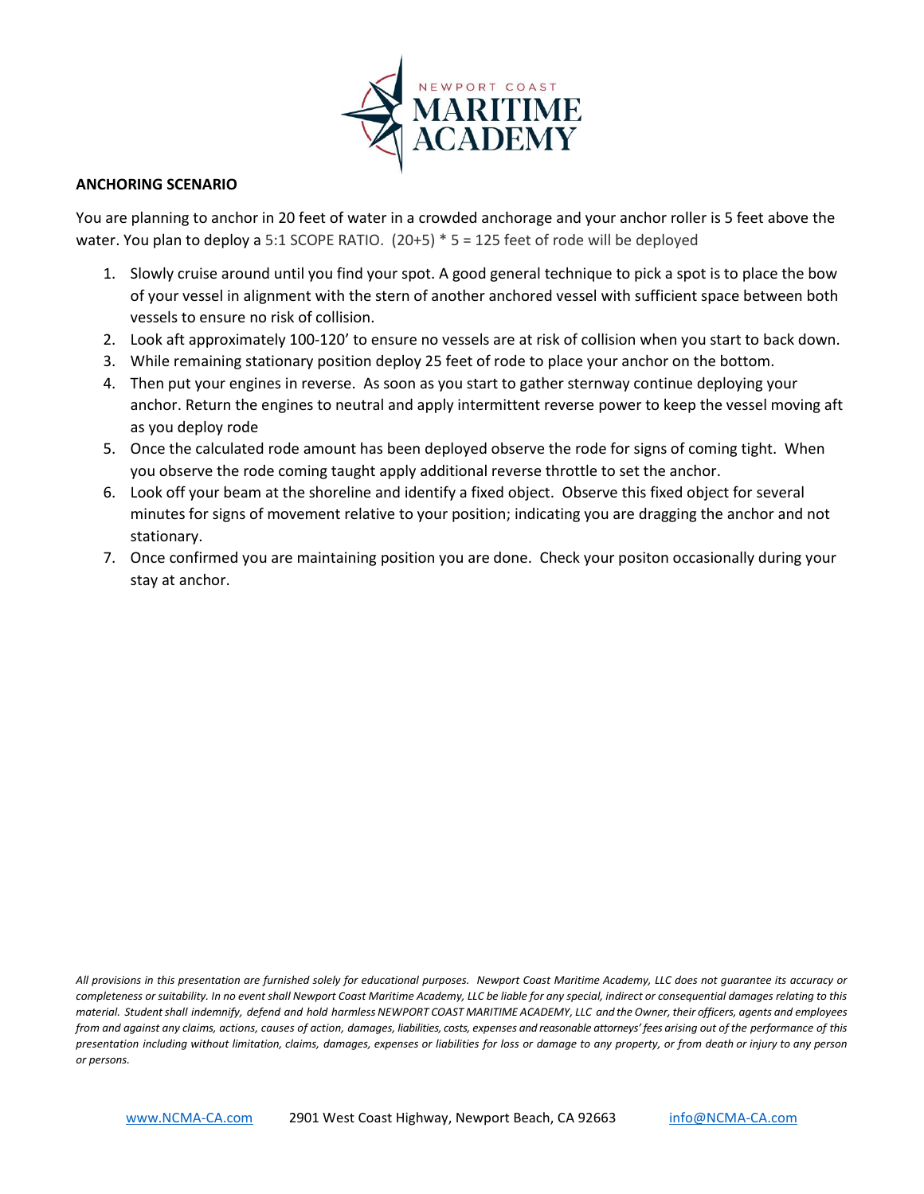**ANCHORING SCENARIO**

You are planning to anchor in 20 feet of water in a crowded anchorage and your anchor roller is 5 feet above the water. You plan to deploy a 5:1 SCOPE RATIO. (20+5) * 5 = 125 feet of rode will be deployed

1. Slowly cruise around until you find your spot. A good general technique to pick a spot is to place the bow of your vessel in alignment with the stern of another anchored vessel with sufficient space between both vessels to ensure no risk of collision.
2. Look aft approximately 100-120' to ensure no vessels are at risk of collision when you start to back down.
3. While remaining stationary position deploy 25 feet of rode to place your anchor on the bottom.
4. Then put your engines in reverse. As soon as you start to gather sternway continue deploying your anchor. Return the engines to neutral and apply intermittent reverse power to keep the vessel moving aft as you deploy rode
5. Once the calculated rode amount has been deployed observe the rode for signs of coming tight. When you observe the rode coming taught apply additional reverse throttle to set the anchor.
6. Look off your beam at the shoreline and identify a fixed object. Observe this fixed object for several minutes for signs of movement relative to your position; indicating you are dragging the anchor and not stationary.
7. Once confirmed you are maintaining position you are done. Check your positon occasionally during your stay at anchor.

*All provisions in this presentation are furnished solely for educational purposes. Newport Coast Maritime Academy, LLC does not guarantee its accuracy or completeness or suitability. In no event shall Newport Coast Maritime Academy, LLC be liable for any special, indirect or consequential damages relating to this material. Student shall indemnify, defend and hold harmless NEWPORT COAST MARITIME ACADEMY, LLC and the Owner, their officers, agents and employees from and against any claims, actions, causes of action, damages, liabilities, costs, expenses and reasonable attorneys' fees arising out of the performance of this presentation including without limitation, claims, damages, expenses or liabilities for loss or damage to any property, or from death or injury to any person or persons.*

www.NCMA-CA.com 2901 West Coast Highway, Newport Beach, CA 92663 info@NCMA-CA.com